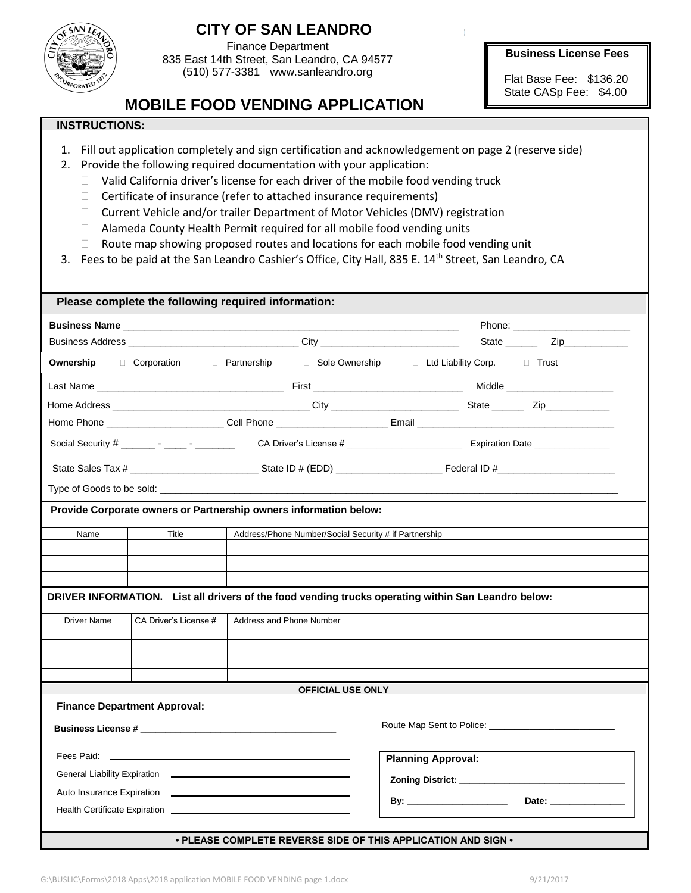# CITY OF SAN LEANDRO

Finance Department
835 East 14th Street, San Leandro, CA 94577
(510) 577-3381 www.sanleandro.org

**Business License Fees**

Flat Base Fee: $136.20
State CASp Fee: $4.00

## MOBILE FOOD VENDING APPLICATION

**INSTRUCTIONS:**

1. Fill out application completely and sign certification and acknowledgement on page 2 (reserve side)
2. Provide the following required documentation with your application:
   - ☐ Valid California driver's license for each driver of the mobile food vending truck
   - ☐ Certificate of insurance (refer to attached insurance requirements)
   - ☐ Current Vehicle and/or trailer Department of Motor Vehicles (DMV) registration
   - ☐ Alameda County Health Permit required for all mobile food vending units
   - ☐ Route map showing proposed routes and locations for each mobile food vending unit
3. Fees to be paid at the San Leandro Cashier's Office, City Hall, 835 E. 14th Street, San Leandro, CA

**Please complete the following required information:**

**Business Name** ______________________________ Phone: ____________________
Business Address ______________________ City ____________________ State ______ Zip___________

**Ownership** ☐ Corporation ☐ Partnership ☐ Sole Ownership ☐ Ltd Liability Corp. ☐ Trust

Last Name __________________________ First ______________________ Middle __________________
Home Address ___________________________ City ____________________ State ______ Zip___________
Home Phone ____________________ Cell Phone ____________________ Email ______________________________
Social Security # _______ - _____ - _______ CA Driver's License # ____________________ Expiration Date ______________
State Sales Tax # ______________________ State ID # (EDD) ___________________ Federal ID #_____________________
Type of Goods to be sold: ____________________________________________________________________

**Provide Corporate owners or Partnership owners information below:**

| Name | Title | Address/Phone Number/Social Security # if Partnership |
|---|---|---|
| | | |
| | | |
| | | |

**DRIVER INFORMATION. List all drivers of the food vending trucks operating within San Leandro below:**

| Driver Name | CA Driver's License # | Address and Phone Number |
|---|---|---|
| | | |
| | | |
| | | |
| | | |

**OFFICIAL USE ONLY**

**Finance Department Approval:**

**Business License #** ______________________________

Route Map Sent to Police: ____________________

Fees Paid: ______________________________

General Liability Expiration ______________________________

Auto Insurance Expiration ______________________________

Health Certificate Expiration ______________________________

**Planning Approval:**

**Zoning District:** ______________________________

**By:** ____________________ **Date:** ______________

**• PLEASE COMPLETE REVERSE SIDE OF THIS APPLICATION AND SIGN •**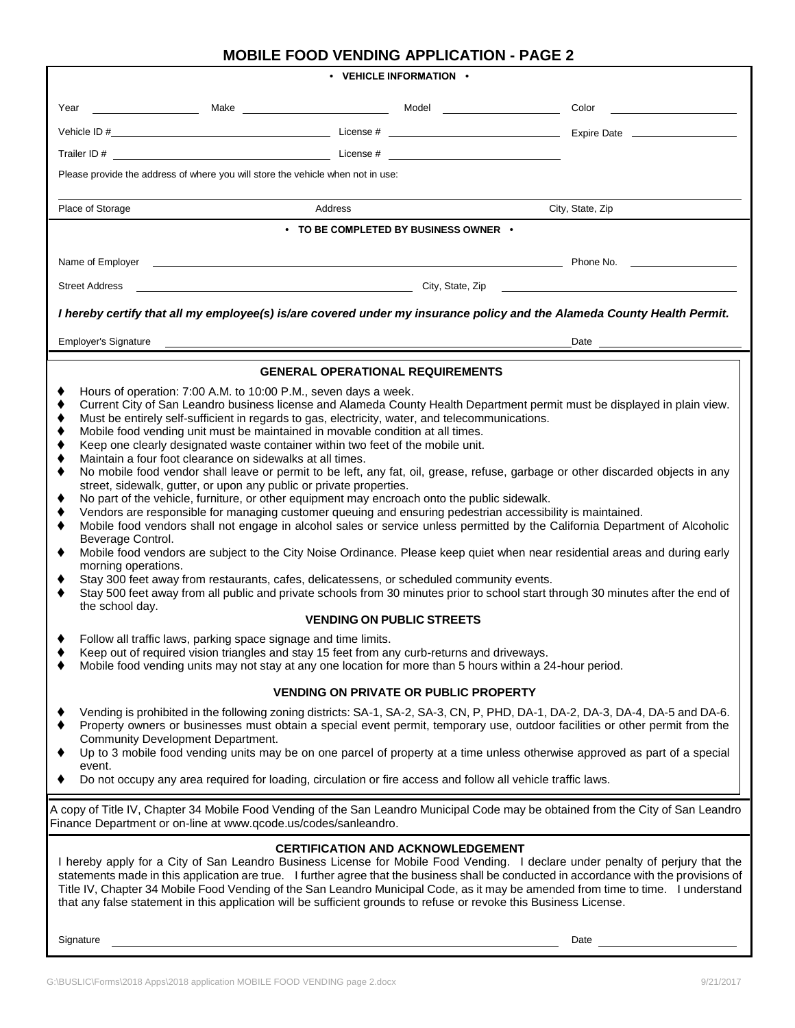# MOBILE FOOD VENDING APPLICATION - PAGE 2

**• VEHICLE INFORMATION •**

Year ____________ Make ____________ Model ____________ Color ____________

Vehicle ID # ____________ License # ____________ Expire Date ____________

Trailer ID # ____________ License # ____________

Please provide the address of where you will store the vehicle when not in use:

Place of Storage ____________ Address ____________ City, State, Zip ____________

**• TO BE COMPLETED BY BUSINESS OWNER •**

Name of Employer ____________ Phone No. ____________

Street Address ____________ City, State, Zip ____________

***I hereby certify that all my employee(s) is/are covered under my insurance policy and the Alameda County Health Permit.***

Employer's Signature ____________ Date ____________

## GENERAL OPERATIONAL REQUIREMENTS

- Hours of operation: 7:00 A.M. to 10:00 P.M., seven days a week.
- Current City of San Leandro business license and Alameda County Health Department permit must be displayed in plain view.
- Must be entirely self-sufficient in regards to gas, electricity, water, and telecommunications.
- Mobile food vending unit must be maintained in movable condition at all times.
- Keep one clearly designated waste container within two feet of the mobile unit.
- Maintain a four foot clearance on sidewalks at all times.
- No mobile food vendor shall leave or permit to be left, any fat, oil, grease, refuse, garbage or other discarded objects in any street, sidewalk, gutter, or upon any public or private properties.
- No part of the vehicle, furniture, or other equipment may encroach onto the public sidewalk.
- Vendors are responsible for managing customer queuing and ensuring pedestrian accessibility is maintained.
- Mobile food vendors shall not engage in alcohol sales or service unless permitted by the California Department of Alcoholic Beverage Control.
- Mobile food vendors are subject to the City Noise Ordinance. Please keep quiet when near residential areas and during early morning operations.
- Stay 300 feet away from restaurants, cafes, delicatessens, or scheduled community events.
- Stay 500 feet away from all public and private schools from 30 minutes prior to school start through 30 minutes after the end of the school day.

### VENDING ON PUBLIC STREETS

- Follow all traffic laws, parking space signage and time limits.
- Keep out of required vision triangles and stay 15 feet from any curb-returns and driveways.
- Mobile food vending units may not stay at any one location for more than 5 hours within a 24-hour period.

### VENDING ON PRIVATE OR PUBLIC PROPERTY

- Vending is prohibited in the following zoning districts: SA-1, SA-2, SA-3, CN, P, PHD, DA-1, DA-2, DA-3, DA-4, DA-5 and DA-6.
- Property owners or businesses must obtain a special event permit, temporary use, outdoor facilities or other permit from the Community Development Department.
- Up to 3 mobile food vending units may be on one parcel of property at a time unless otherwise approved as part of a special event.
- Do not occupy any area required for loading, circulation or fire access and follow all vehicle traffic laws.

A copy of Title IV, Chapter 34 Mobile Food Vending of the San Leandro Municipal Code may be obtained from the City of San Leandro Finance Department or on-line at www.qcode.us/codes/sanleandro.

## CERTIFICATION AND ACKNOWLEDGEMENT

I hereby apply for a City of San Leandro Business License for Mobile Food Vending. I declare under penalty of perjury that the statements made in this application are true. I further agree that the business shall be conducted in accordance with the provisions of Title IV, Chapter 34 Mobile Food Vending of the San Leandro Municipal Code, as it may be amended from time to time. I understand that any false statement in this application will be sufficient grounds to refuse or revoke this Business License.

Signature ____________ Date ____________